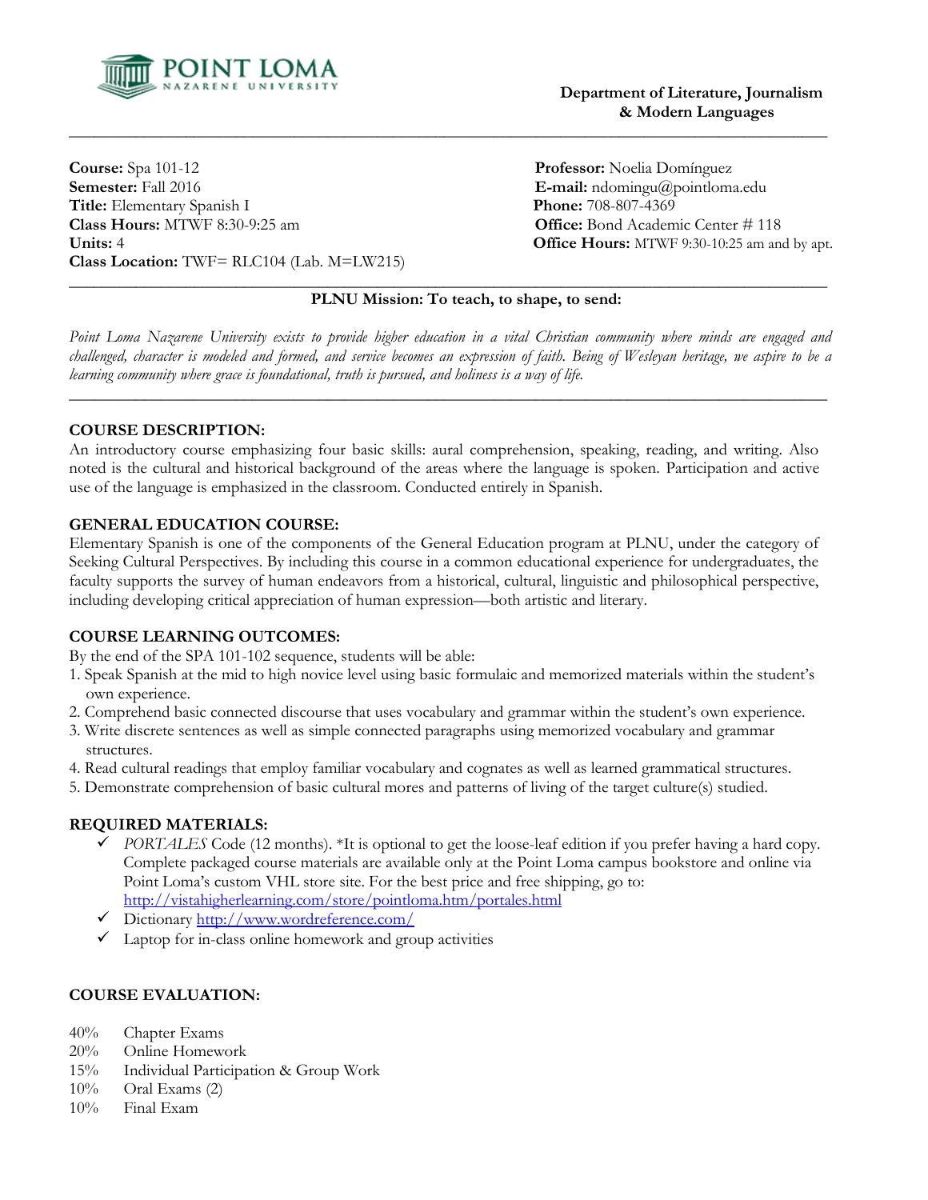POINT LOMA NAZARENE UNIVERSITY

**Department of Literature, Journalism & Modern Languages**

---

**Course:** Spa 101-12
**Semester:** Fall 2016
**Title:** Elementary Spanish I
**Class Hours:** MTWF 8:30-9:25 am
**Units:** 4
**Class Location:** TWF= RLC104 (Lab. M=LW215)

**Professor:** Noelia Domínguez
**E-mail:** ndomingu@pointloma.edu
**Phone:** 708-807-4369
**Office:** Bond Academic Center # 118
**Office Hours:** MTWF 9:30-10:25 am and by apt.

---

**PLNU Mission: To teach, to shape, to send:**

*Point Loma Nazarene University exists to provide higher education in a vital Christian community where minds are engaged and challenged, character is modeled and formed, and service becomes an expression of faith. Being of Wesleyan heritage, we aspire to be a learning community where grace is foundational, truth is pursued, and holiness is a way of life.*

---

## COURSE DESCRIPTION:

An introductory course emphasizing four basic skills: aural comprehension, speaking, reading, and writing. Also noted is the cultural and historical background of the areas where the language is spoken. Participation and active use of the language is emphasized in the classroom. Conducted entirely in Spanish.

## GENERAL EDUCATION COURSE:

Elementary Spanish is one of the components of the General Education program at PLNU, under the category of Seeking Cultural Perspectives. By including this course in a common educational experience for undergraduates, the faculty supports the survey of human endeavors from a historical, cultural, linguistic and philosophical perspective, including developing critical appreciation of human expression—both artistic and literary.

## COURSE LEARNING OUTCOMES:

By the end of the SPA 101-102 sequence, students will be able:

1. Speak Spanish at the mid to high novice level using basic formulaic and memorized materials within the student's own experience.
2. Comprehend basic connected discourse that uses vocabulary and grammar within the student's own experience.
3. Write discrete sentences as well as simple connected paragraphs using memorized vocabulary and grammar structures.
4. Read cultural readings that employ familiar vocabulary and cognates as well as learned grammatical structures.
5. Demonstrate comprehension of basic cultural mores and patterns of living of the target culture(s) studied.

## REQUIRED MATERIALS:

- ✓ *PORTALES* Code (12 months). *It is optional to get the loose-leaf edition if you prefer having a hard copy. Complete packaged course materials are available only at the Point Loma campus bookstore and online via Point Loma's custom VHL store site. For the best price and free shipping, go to: http://vistahigherlearning.com/store/pointloma.htm/portales.html
- ✓ Dictionary http://www.wordreference.com/
- ✓ Laptop for in-class online homework and group activities

## COURSE EVALUATION:

| | |
|---|---|
| 40% | Chapter Exams |
| 20% | Online Homework |
| 15% | Individual Participation & Group Work |
| 10% | Oral Exams (2) |
| 10% | Final Exam |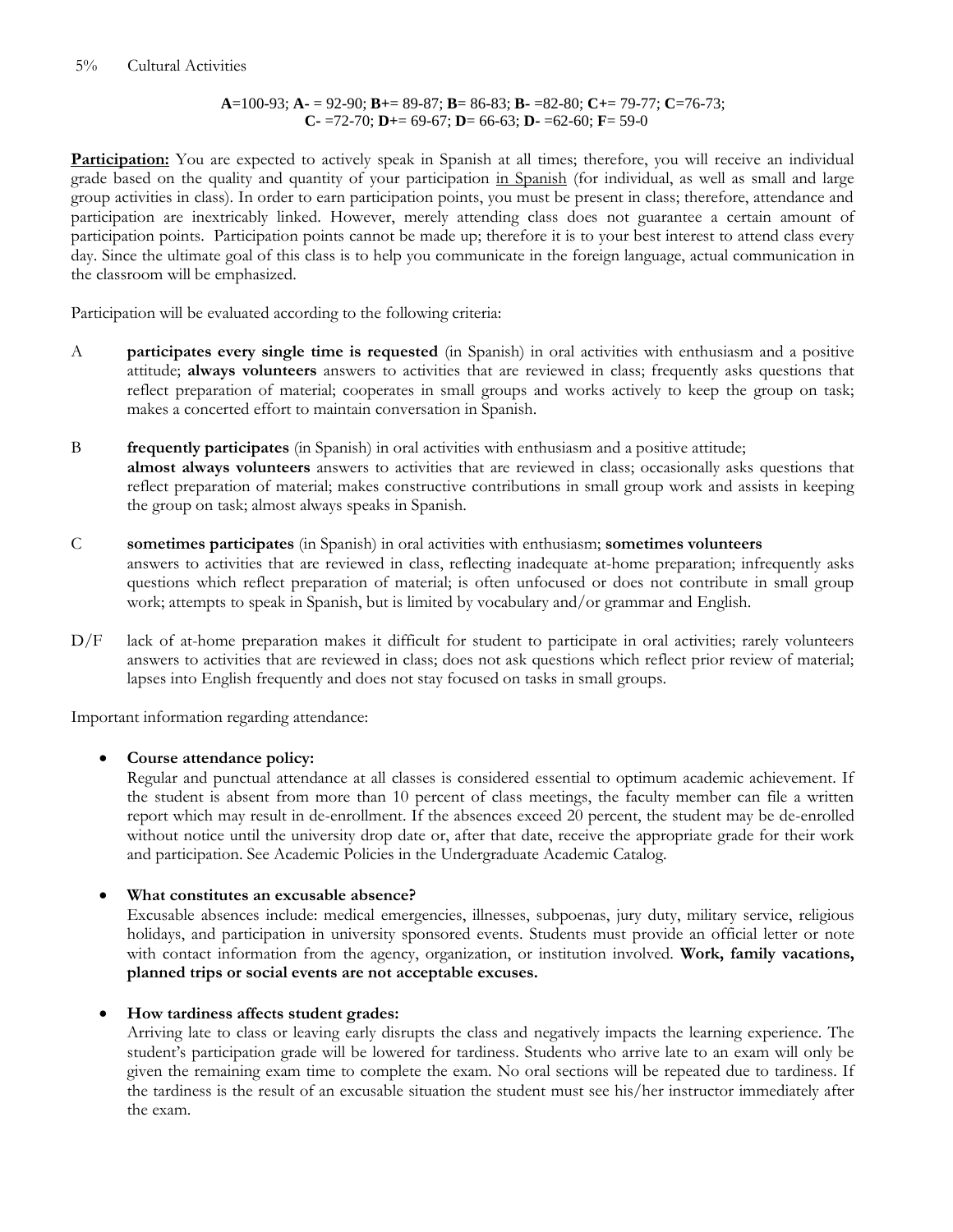5% Cultural Activities

**A**=100-93; **A-** = 92-90; **B+**= 89-87; **B**= 86-83; **B-** =82-80; **C+**= 79-77; **C**=76-73; **C-** =72-70; **D+**= 69-67; **D**= 66-63; **D-** =62-60; **F**= 59-0

**Participation:** You are expected to actively speak in Spanish at all times; therefore, you will receive an individual grade based on the quality and quantity of your participation in Spanish (for individual, as well as small and large group activities in class). In order to earn participation points, you must be present in class; therefore, attendance and participation are inextricably linked. However, merely attending class does not guarantee a certain amount of participation points. Participation points cannot be made up; therefore it is to your best interest to attend class every day. Since the ultimate goal of this class is to help you communicate in the foreign language, actual communication in the classroom will be emphasized.

Participation will be evaluated according to the following criteria:

A **participates every single time is requested** (in Spanish) in oral activities with enthusiasm and a positive attitude; **always volunteers** answers to activities that are reviewed in class; frequently asks questions that reflect preparation of material; cooperates in small groups and works actively to keep the group on task; makes a concerted effort to maintain conversation in Spanish.

B **frequently participates** (in Spanish) in oral activities with enthusiasm and a positive attitude; **almost always volunteers** answers to activities that are reviewed in class; occasionally asks questions that reflect preparation of material; makes constructive contributions in small group work and assists in keeping the group on task; almost always speaks in Spanish.

C **sometimes participates** (in Spanish) in oral activities with enthusiasm; **sometimes volunteers** answers to activities that are reviewed in class, reflecting inadequate at-home preparation; infrequently asks questions which reflect preparation of material; is often unfocused or does not contribute in small group work; attempts to speak in Spanish, but is limited by vocabulary and/or grammar and English.

D/F lack of at-home preparation makes it difficult for student to participate in oral activities; rarely volunteers answers to activities that are reviewed in class; does not ask questions which reflect prior review of material; lapses into English frequently and does not stay focused on tasks in small groups.

Important information regarding attendance:

- **Course attendance policy:**
  Regular and punctual attendance at all classes is considered essential to optimum academic achievement. If the student is absent from more than 10 percent of class meetings, the faculty member can file a written report which may result in de-enrollment. If the absences exceed 20 percent, the student may be de-enrolled without notice until the university drop date or, after that date, receive the appropriate grade for their work and participation. See Academic Policies in the Undergraduate Academic Catalog.

- **What constitutes an excusable absence?**
  Excusable absences include: medical emergencies, illnesses, subpoenas, jury duty, military service, religious holidays, and participation in university sponsored events. Students must provide an official letter or note with contact information from the agency, organization, or institution involved. **Work, family vacations, planned trips or social events are not acceptable excuses.**

- **How tardiness affects student grades:**
  Arriving late to class or leaving early disrupts the class and negatively impacts the learning experience. The student's participation grade will be lowered for tardiness. Students who arrive late to an exam will only be given the remaining exam time to complete the exam. No oral sections will be repeated due to tardiness. If the tardiness is the result of an excusable situation the student must see his/her instructor immediately after the exam.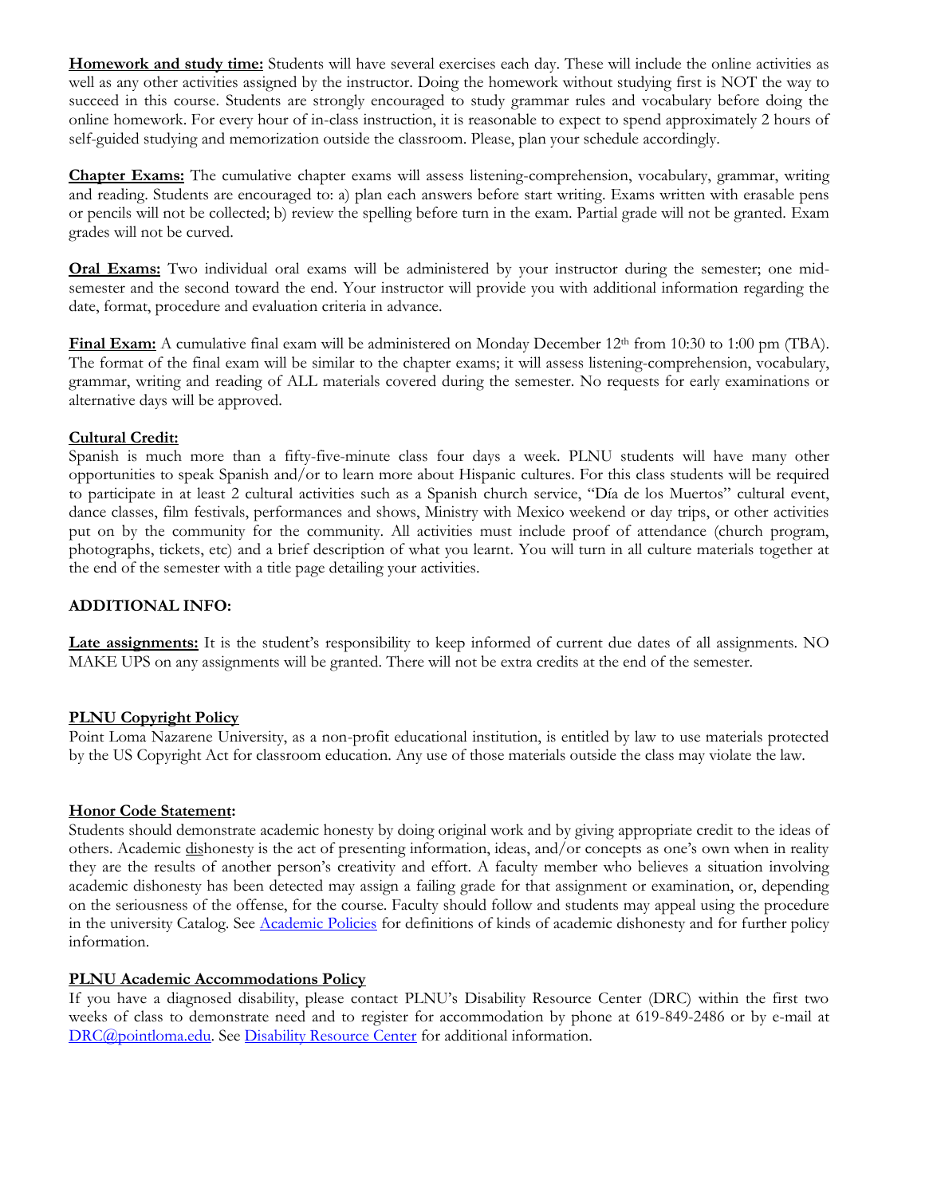**Homework and study time:** Students will have several exercises each day. These will include the online activities as well as any other activities assigned by the instructor. Doing the homework without studying first is NOT the way to succeed in this course. Students are strongly encouraged to study grammar rules and vocabulary before doing the online homework. For every hour of in-class instruction, it is reasonable to expect to spend approximately 2 hours of self-guided studying and memorization outside the classroom. Please, plan your schedule accordingly.

**Chapter Exams:** The cumulative chapter exams will assess listening-comprehension, vocabulary, grammar, writing and reading. Students are encouraged to: a) plan each answers before start writing. Exams written with erasable pens or pencils will not be collected; b) review the spelling before turn in the exam. Partial grade will not be granted. Exam grades will not be curved.

**Oral Exams:** Two individual oral exams will be administered by your instructor during the semester; one mid-semester and the second toward the end. Your instructor will provide you with additional information regarding the date, format, procedure and evaluation criteria in advance.

**Final Exam:** A cumulative final exam will be administered on Monday December 12th from 10:30 to 1:00 pm (TBA). The format of the final exam will be similar to the chapter exams; it will assess listening-comprehension, vocabulary, grammar, writing and reading of ALL materials covered during the semester. No requests for early examinations or alternative days will be approved.

**Cultural Credit:**

Spanish is much more than a fifty-five-minute class four days a week. PLNU students will have many other opportunities to speak Spanish and/or to learn more about Hispanic cultures. For this class students will be required to participate in at least 2 cultural activities such as a Spanish church service, "Día de los Muertos" cultural event, dance classes, film festivals, performances and shows, Ministry with Mexico weekend or day trips, or other activities put on by the community for the community. All activities must include proof of attendance (church program, photographs, tickets, etc) and a brief description of what you learnt. You will turn in all culture materials together at the end of the semester with a title page detailing your activities.

**ADDITIONAL INFO:**

**Late assignments:** It is the student's responsibility to keep informed of current due dates of all assignments. NO MAKE UPS on any assignments will be granted. There will not be extra credits at the end of the semester.

**PLNU Copyright Policy**

Point Loma Nazarene University, as a non-profit educational institution, is entitled by law to use materials protected by the US Copyright Act for classroom education. Any use of those materials outside the class may violate the law.

**Honor Code Statement:**

Students should demonstrate academic honesty by doing original work and by giving appropriate credit to the ideas of others. Academic dishonesty is the act of presenting information, ideas, and/or concepts as one's own when in reality they are the results of another person's creativity and effort. A faculty member who believes a situation involving academic dishonesty has been detected may assign a failing grade for that assignment or examination, or, depending on the seriousness of the offense, for the course. Faculty should follow and students may appeal using the procedure in the university Catalog. See Academic Policies for definitions of kinds of academic dishonesty and for further policy information.

**PLNU Academic Accommodations Policy**

If you have a diagnosed disability, please contact PLNU's Disability Resource Center (DRC) within the first two weeks of class to demonstrate need and to register for accommodation by phone at 619-849-2486 or by e-mail at DRC@pointloma.edu. See Disability Resource Center for additional information.